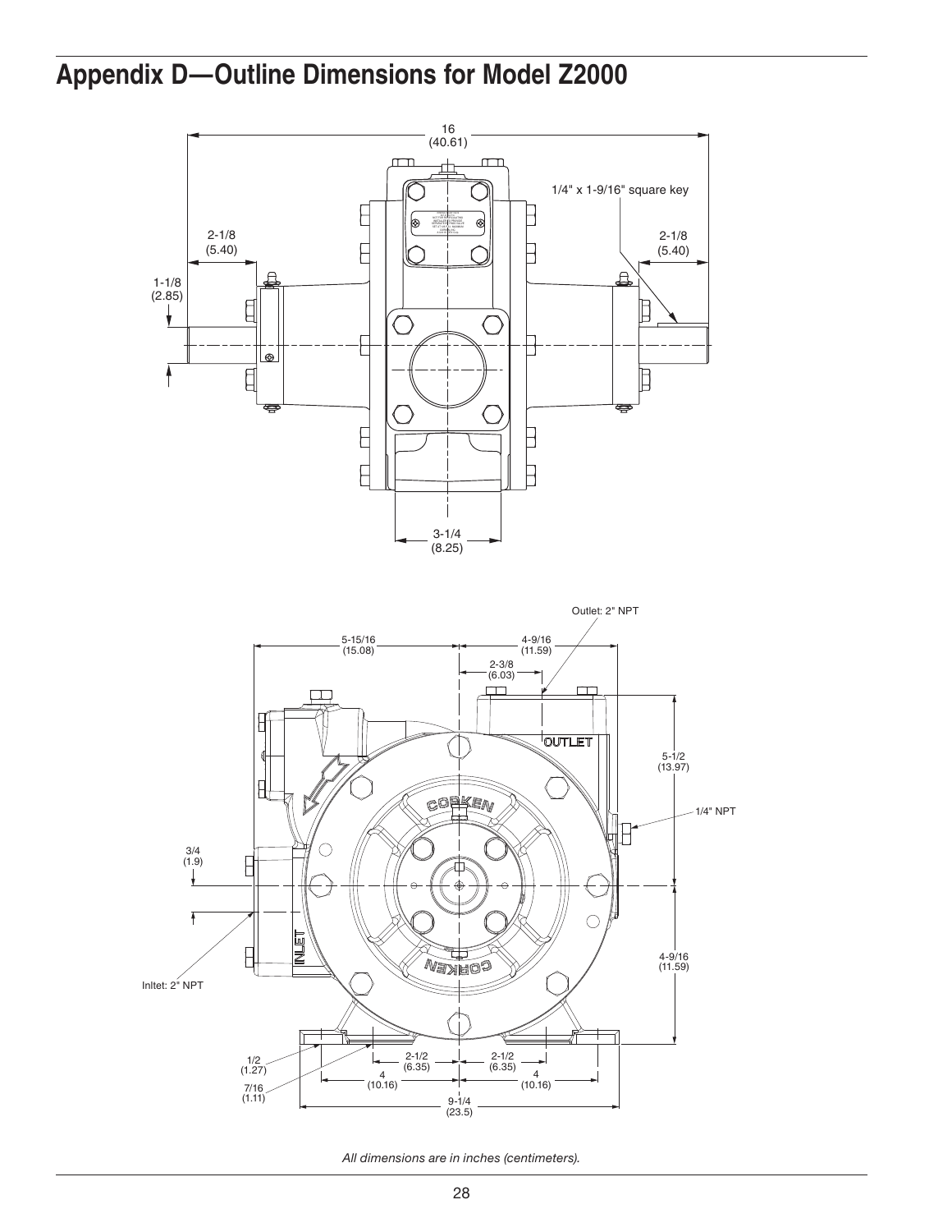# Appendix D—Outline Dimensions for Model Z2000

*All dimensions are in inches (centimeters).*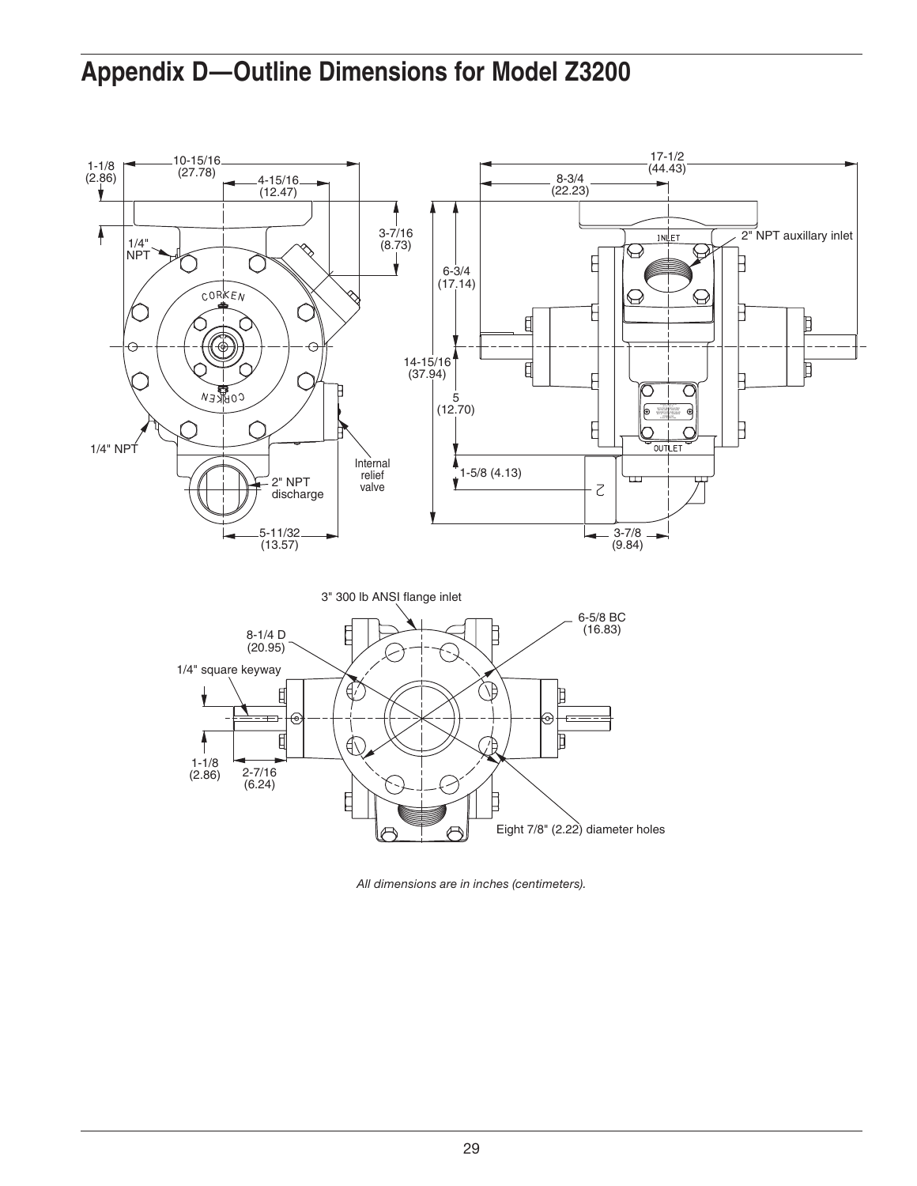# Appendix D—Outline Dimensions for Model Z3200

1-1/8 (2.86)

10-15/16 (27.78)

4-15/16 (12.47)

3-7/16 (8.73)

1/4" NPT

1/4" NPT

2" NPT discharge

Internal relief valve

5-11/32 (13.57)

17-1/2 (44.43)

8-3/4 (22.23)

2" NPT auxillary inlet

6-3/4 (17.14)

14-15/16 (37.94)

5 (12.70)

1-5/8 (4.13)

3-7/8 (9.84)

3" 300 lb ANSI flange inlet

6-5/8 BC (16.83)

8-1/4 D (20.95)

1/4" square keyway

1-1/8 (2.86)

2-7/16 (6.24)

Eight 7/8" (2.22) diameter holes

*All dimensions are in inches (centimeters).*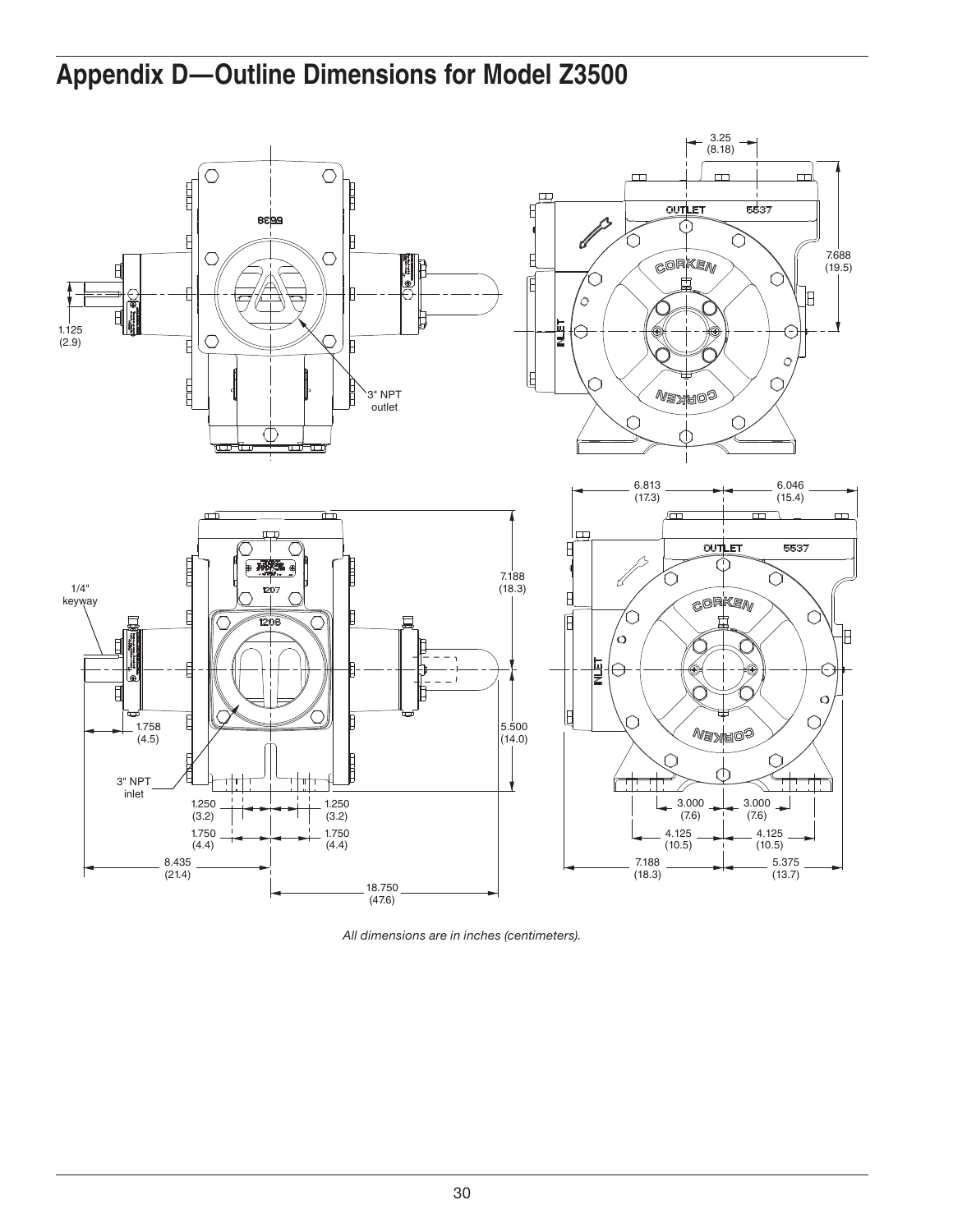# Appendix D—Outline Dimensions for Model Z3500

3.25 (8.18)

7.688 (19.5)

1.125 (2.9)

3" NPT outlet

OUTLET 5537

CORKEN

INLET

6.813 (17.3)

6.046 (15.4)

7.188 (18.3)

1/4" keyway

1207

1206

1.758 (4.5)

5.500 (14.0)

3" NPT inlet

1.250 (3.2)

1.250 (3.2)

1.750 (4.4)

1.750 (4.4)

8.435 (21.4)

18.750 (47.6)

3.000 (7.6)

3.000 (7.6)

4.125 (10.5)

4.125 (10.5)

7.188 (18.3)

5.375 (13.7)

*All dimensions are in inches (centimeters).*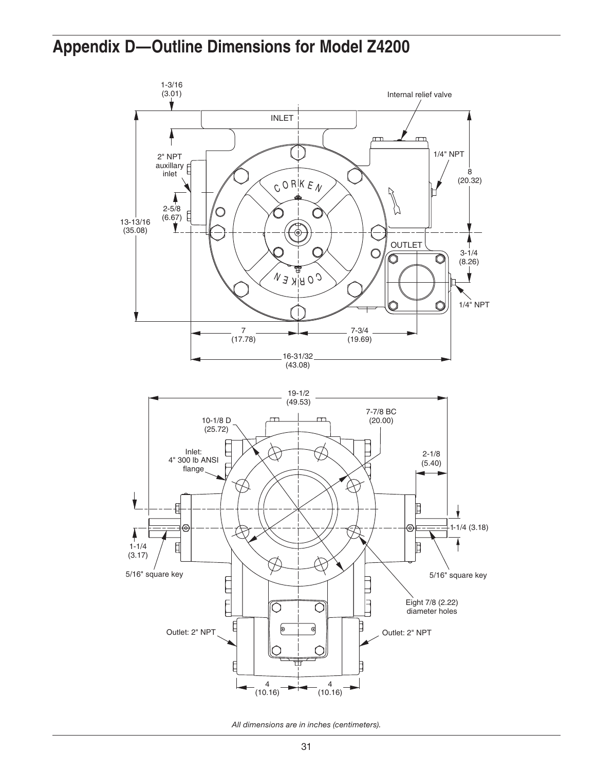# Appendix D—Outline Dimensions for Model Z4200

1-3/16 (3.01)

Internal relief valve

INLET

2" NPT auxillary inlet

1/4" NPT

8 (20.32)

2-5/8 (6.67)

13-13/16 (35.08)

OUTLET

3-1/4 (8.26)

1/4" NPT

7 (17.78)

7-3/4 (19.69)

16-31/32 (43.08)

19-1/2 (49.53)

10-1/8 D (25.72)

7-7/8 BC (20.00)

Inlet: 4" 300 lb ANSI flange

2-1/8 (5.40)

1-1/4 (3.18)

1-1/4 (3.17)

5/16" square key

5/16" square key

Eight 7/8 (2.22) diameter holes

Outlet: 2" NPT

Outlet: 2" NPT

4 (10.16)

4 (10.16)

*All dimensions are in inches (centimeters).*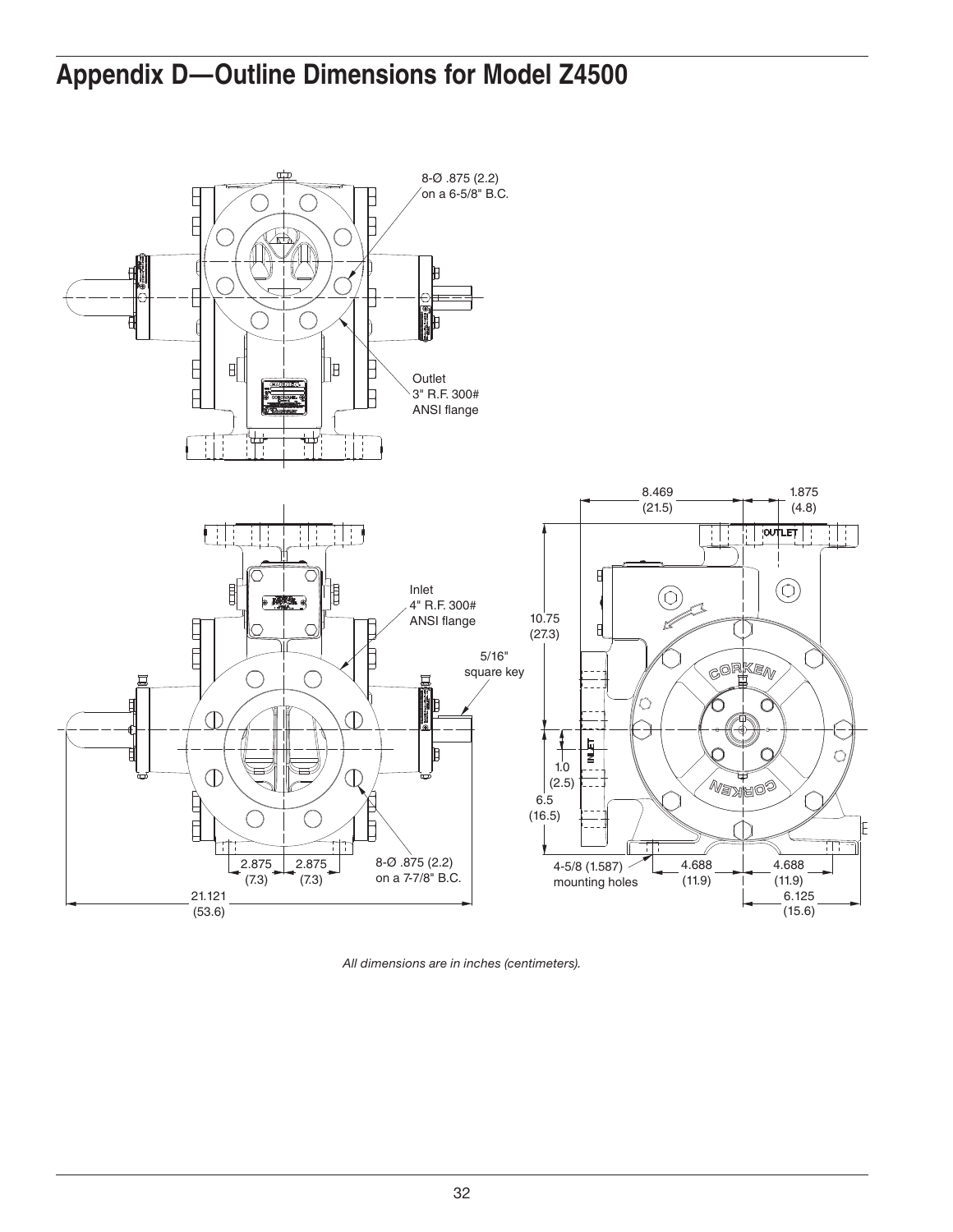# Appendix D—Outline Dimensions for Model Z4500

8-Ø .875 (2.2) on a 6-5/8" B.C.

Outlet 3" R.F. 300# ANSI flange

Inlet 4" R.F. 300# ANSI flange

5/16" square key

8-Ø .875 (2.2) on a 7-7/8" B.C.

2.875 (7.3)

2.875 (7.3)

21.121 (53.6)

8.469 (21.5)

1.875 (4.8)

10.75 (27.3)

1.0 (2.5)

6.5 (16.5)

4-5/8 (1.587) mounting holes

4.688 (11.9)

4.688 (11.9)

6.125 (15.6)

*All dimensions are in inches (centimeters).*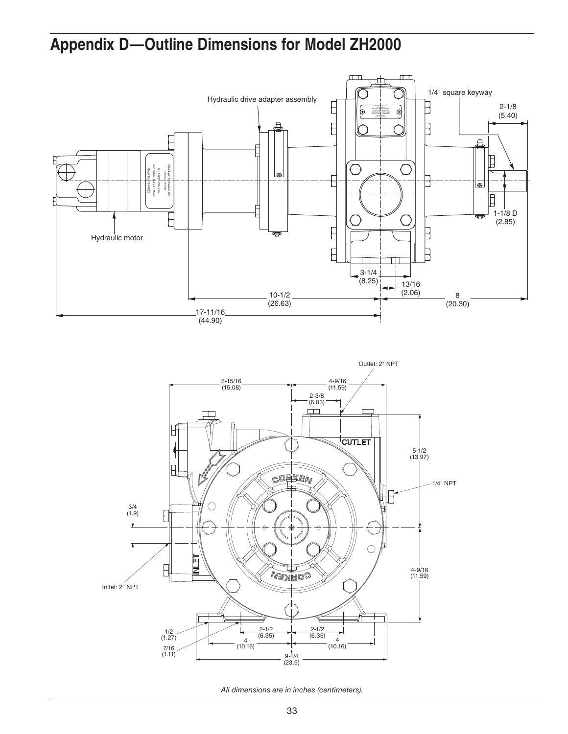# Appendix D—Outline Dimensions for Model ZH2000

Hydraulic drive adapter assembly

1/4" square keyway

2-1/8 (5.40)

1-1/8 D (2.85)

Hydraulic motor

3-1/4 (8.25)

13/16 (2.06)

10-1/2 (26.63)

8 (20.30)

17-11/16 (44.90)

Outlet: 2" NPT

5-15/16 (15.08)

4-9/16 (11.59)

2-3/8 (6.03)

5-1/2 (13.97)

1/4" NPT

3/4 (1.9)

4-9/16 (11.59)

Inltet: 2" NPT

1/2 (1.27)

7/16 (1.11)

2-1/2 (6.35)

2-1/2 (6.35)

4 (10.16)

4 (10.16)

9-1/4 (23.5)

*All dimensions are in inches (centimeters).*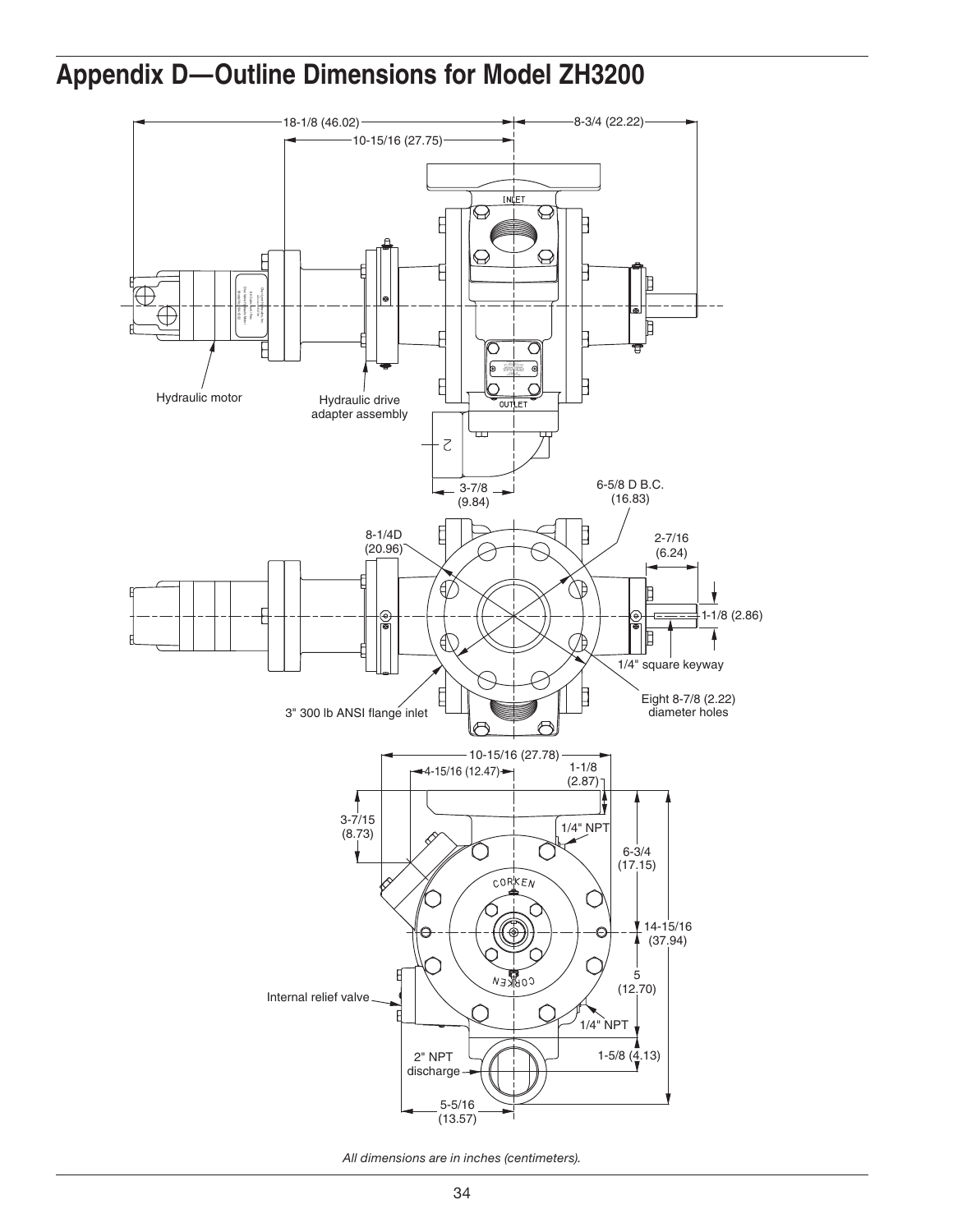# Appendix D—Outline Dimensions for Model ZH3200

18-1/8 (46.02)

10-15/16 (27.75)

8-3/4 (22.22)

INLET

OUTLET

Hydraulic motor

Hydraulic drive adapter assembly

3-7/8 (9.84)

6-5/8 D B.C. (16.83)

8-1/4D (20.96)

2-7/16 (6.24)

1-1/8 (2.86)

1/4" square keyway

Eight 8-7/8 (2.22) diameter holes

3" 300 lb ANSI flange inlet

10-15/16 (27.78)

4-15/16 (12.47)

1-1/8 (2.87)

3-7/15 (8.73)

1/4" NPT

6-3/4 (17.15)

14-15/16 (37.94)

5 (12.70)

Internal relief valve

1/4" NPT

2" NPT discharge

1-5/8 (4.13)

5-5/16 (13.57)

*All dimensions are in inches (centimeters).*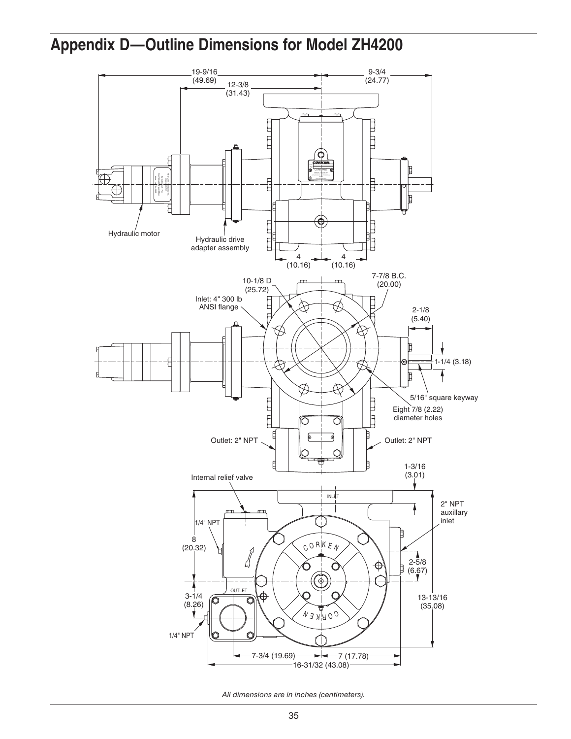# Appendix D—Outline Dimensions for Model ZH4200

19-9/16 (49.69)

12-3/8 (31.43)

9-3/4 (24.77)

Hydraulic motor

Hydraulic drive adapter assembly

4 (10.16)

4 (10.16)

10-1/8 D (25.72)

7-7/8 B.C. (20.00)

Inlet: 4" 300 lb ANSI flange

2-1/8 (5.40)

1-1/4 (3.18)

5/16" square keyway

Eight 7/8 (2.22) diameter holes

Outlet: 2" NPT

Outlet: 2" NPT

Internal relief valve

1-3/16 (3.01)

INLET

2" NPT auxillary inlet

1/4" NPT

8 (20.32)

2-5/8 (6.67)

OUTLET

3-1/4 (8.26)

13-13/16 (35.08)

1/4" NPT

7-3/4 (19.69)

7 (17.78)

16-31/32 (43.08)

*All dimensions are in inches (centimeters).*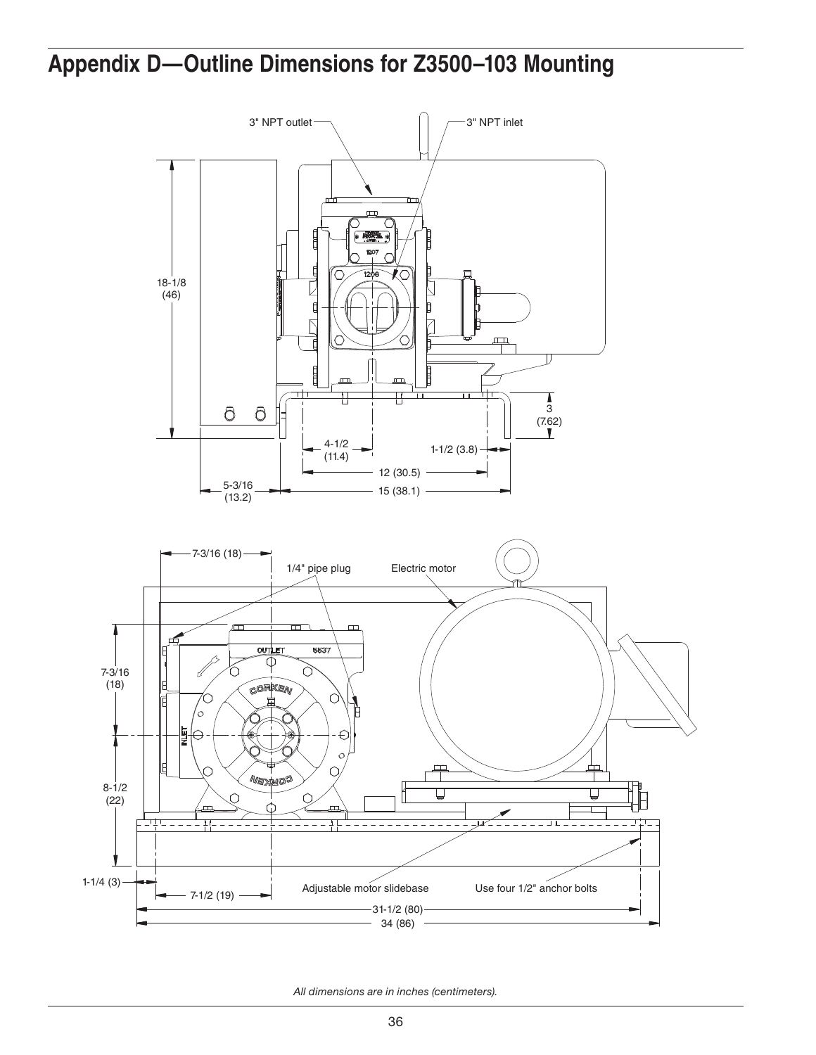# Appendix D—Outline Dimensions for Z3500–103 Mounting

3" NPT outlet

3" NPT inlet

18-1/8 (46)

3 (7.62)

4-1/2 (11.4)

1-1/2 (3.8)

12 (30.5)

5-3/16 (13.2)

15 (38.1)

7-3/16 (18)

1/4" pipe plug

Electric motor

7-3/16 (18)

8-1/2 (22)

1-1/4 (3)

7-1/2 (19)

Adjustable motor slidebase

Use four 1/2" anchor bolts

31-1/2 (80)

34 (86)

*All dimensions are in inches (centimeters).*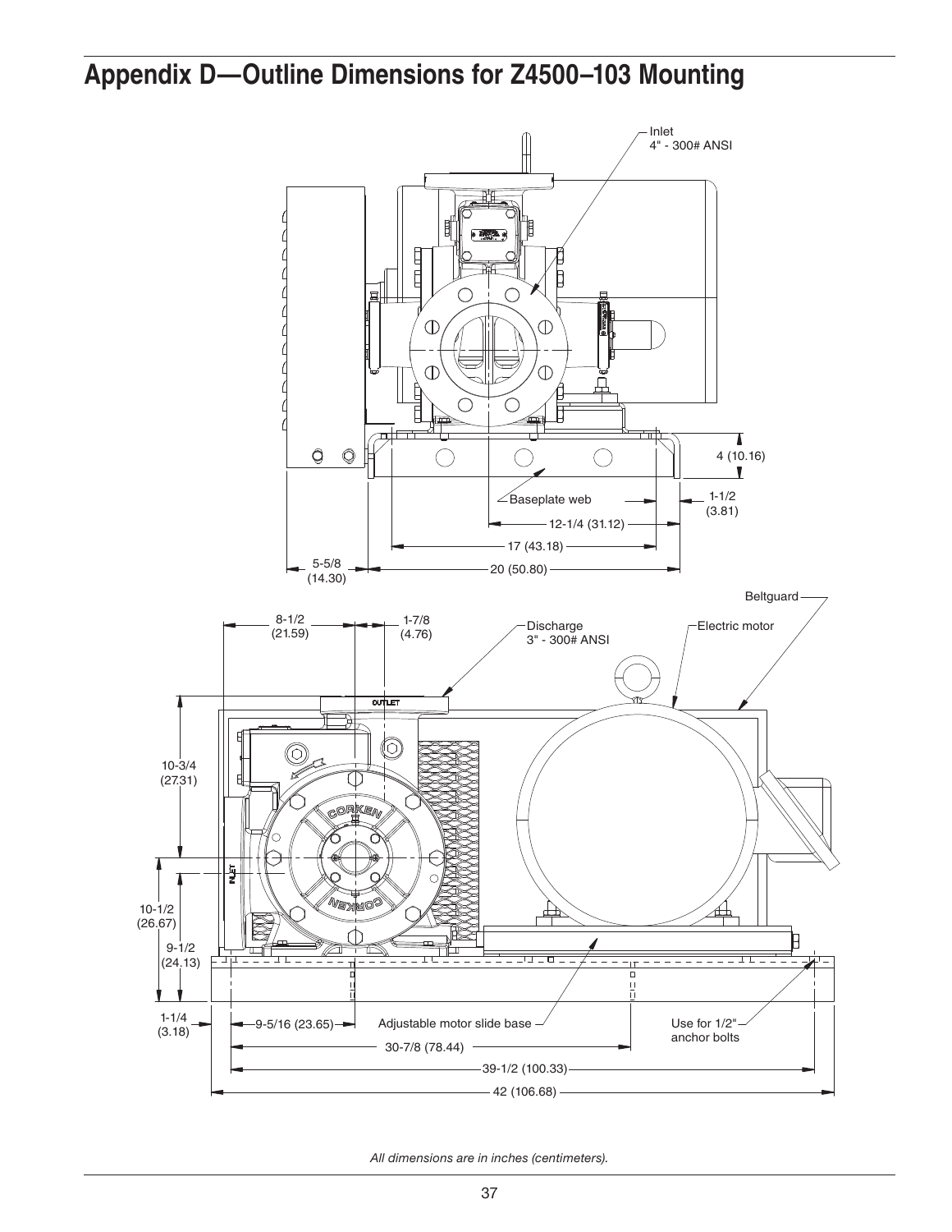# Appendix D—Outline Dimensions for Z4500–103 Mounting

Inlet
4" - 300# ANSI

Baseplate web

4 (10.16)

1-1/2
(3.81)

12-1/4 (31.12)

17 (43.18)

5-5/8
(14.30)

20 (50.80)

Beltguard

8-1/2
(21.59)

1-7/8
(4.76)

Discharge
3" - 300# ANSI

Electric motor

OUTLET

CORKEN

INLET

10-3/4
(27.31)

10-1/2
(26.67)

9-1/2
(24.13)

1-1/4
(3.18)

9-5/16 (23.65)

Adjustable motor slide base

Use for 1/2"
anchor bolts

30-7/8 (78.44)

39-1/2 (100.33)

42 (106.68)

*All dimensions are in inches (centimeters).*